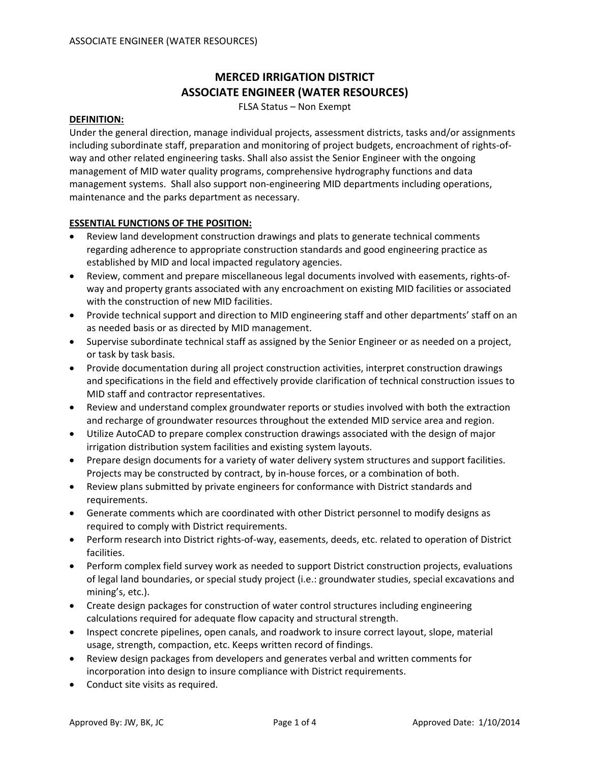# MERCED IRRIGATION DISTRICT
# ASSOCIATE ENGINEER (WATER RESOURCES)

FLSA Status – Non Exempt

**DEFINITION:**

Under the general direction, manage individual projects, assessment districts, tasks and/or assignments including subordinate staff, preparation and monitoring of project budgets, encroachment of rights-of-way and other related engineering tasks. Shall also assist the Senior Engineer with the ongoing management of MID water quality programs, comprehensive hydrography functions and data management systems. Shall also support non-engineering MID departments including operations, maintenance and the parks department as necessary.

**ESSENTIAL FUNCTIONS OF THE POSITION:**

- Review land development construction drawings and plats to generate technical comments regarding adherence to appropriate construction standards and good engineering practice as established by MID and local impacted regulatory agencies.
- Review, comment and prepare miscellaneous legal documents involved with easements, rights-of-way and property grants associated with any encroachment on existing MID facilities or associated with the construction of new MID facilities.
- Provide technical support and direction to MID engineering staff and other departments' staff on an as needed basis or as directed by MID management.
- Supervise subordinate technical staff as assigned by the Senior Engineer or as needed on a project, or task by task basis.
- Provide documentation during all project construction activities, interpret construction drawings and specifications in the field and effectively provide clarification of technical construction issues to MID staff and contractor representatives.
- Review and understand complex groundwater reports or studies involved with both the extraction and recharge of groundwater resources throughout the extended MID service area and region.
- Utilize AutoCAD to prepare complex construction drawings associated with the design of major irrigation distribution system facilities and existing system layouts.
- Prepare design documents for a variety of water delivery system structures and support facilities. Projects may be constructed by contract, by in-house forces, or a combination of both.
- Review plans submitted by private engineers for conformance with District standards and requirements.
- Generate comments which are coordinated with other District personnel to modify designs as required to comply with District requirements.
- Perform research into District rights-of-way, easements, deeds, etc. related to operation of District facilities.
- Perform complex field survey work as needed to support District construction projects, evaluations of legal land boundaries, or special study project (i.e.: groundwater studies, special excavations and mining's, etc.).
- Create design packages for construction of water control structures including engineering calculations required for adequate flow capacity and structural strength.
- Inspect concrete pipelines, open canals, and roadwork to insure correct layout, slope, material usage, strength, compaction, etc. Keeps written record of findings.
- Review design packages from developers and generates verbal and written comments for incorporation into design to insure compliance with District requirements.
- Conduct site visits as required.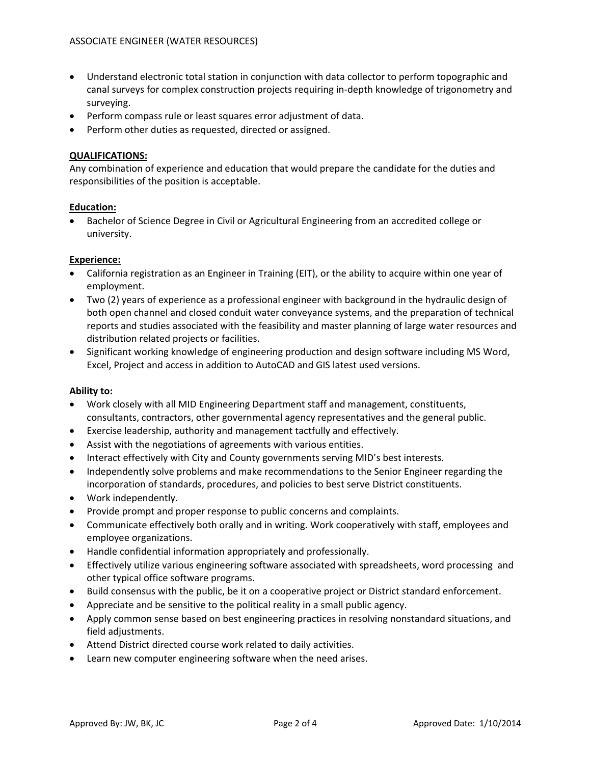- Understand electronic total station in conjunction with data collector to perform topographic and canal surveys for complex construction projects requiring in-depth knowledge of trigonometry and surveying.
- Perform compass rule or least squares error adjustment of data.
- Perform other duties as requested, directed or assigned.

**QUALIFICATIONS:**

Any combination of experience and education that would prepare the candidate for the duties and responsibilities of the position is acceptable.

**Education:**

- Bachelor of Science Degree in Civil or Agricultural Engineering from an accredited college or university.

**Experience:**

- California registration as an Engineer in Training (EIT), or the ability to acquire within one year of employment.
- Two (2) years of experience as a professional engineer with background in the hydraulic design of both open channel and closed conduit water conveyance systems, and the preparation of technical reports and studies associated with the feasibility and master planning of large water resources and distribution related projects or facilities.
- Significant working knowledge of engineering production and design software including MS Word, Excel, Project and access in addition to AutoCAD and GIS latest used versions.

**Ability to:**

- Work closely with all MID Engineering Department staff and management, constituents, consultants, contractors, other governmental agency representatives and the general public.
- Exercise leadership, authority and management tactfully and effectively.
- Assist with the negotiations of agreements with various entities.
- Interact effectively with City and County governments serving MID's best interests.
- Independently solve problems and make recommendations to the Senior Engineer regarding the incorporation of standards, procedures, and policies to best serve District constituents.
- Work independently.
- Provide prompt and proper response to public concerns and complaints.
- Communicate effectively both orally and in writing. Work cooperatively with staff, employees and employee organizations.
- Handle confidential information appropriately and professionally.
- Effectively utilize various engineering software associated with spreadsheets, word processing and other typical office software programs.
- Build consensus with the public, be it on a cooperative project or District standard enforcement.
- Appreciate and be sensitive to the political reality in a small public agency.
- Apply common sense based on best engineering practices in resolving nonstandard situations, and field adjustments.
- Attend District directed course work related to daily activities.
- Learn new computer engineering software when the need arises.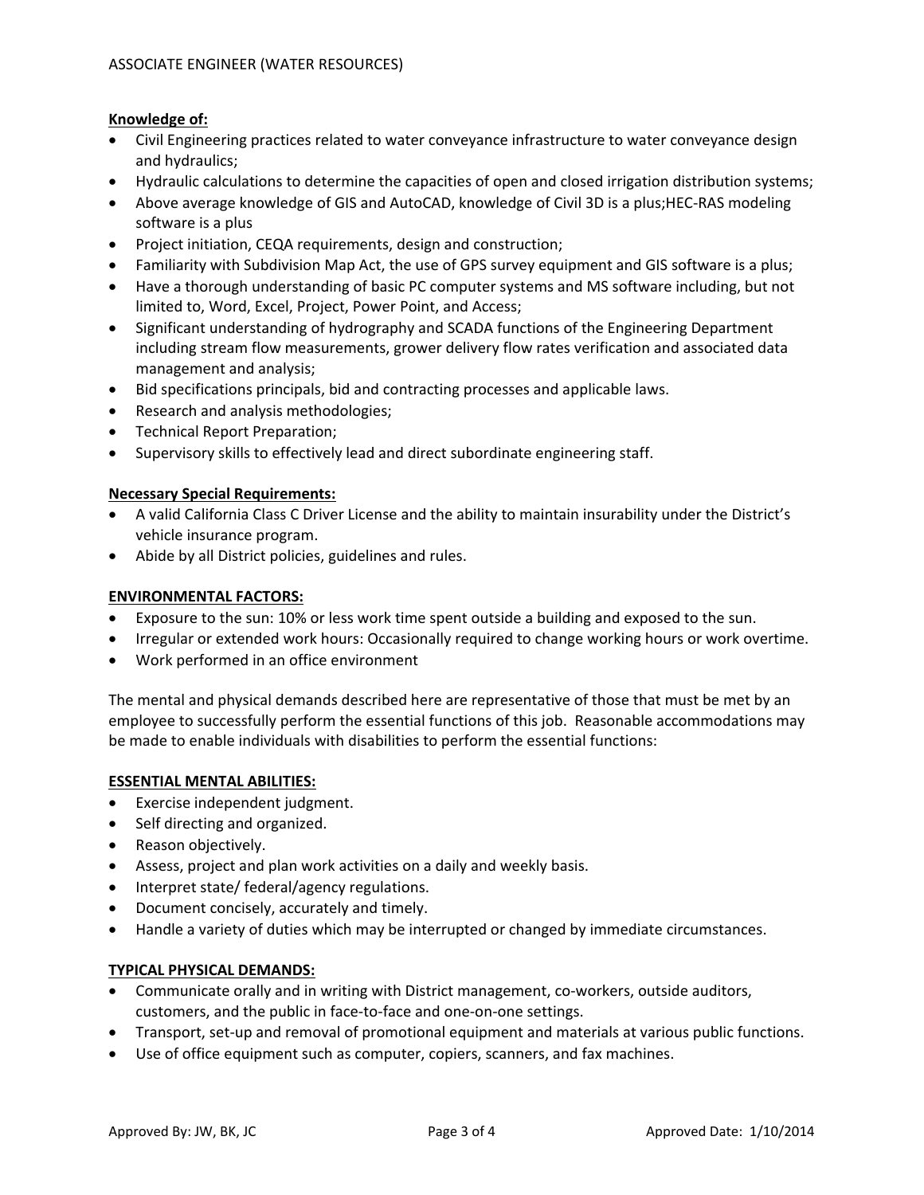**Knowledge of:**

- Civil Engineering practices related to water conveyance infrastructure to water conveyance design and hydraulics;
- Hydraulic calculations to determine the capacities of open and closed irrigation distribution systems;
- Above average knowledge of GIS and AutoCAD, knowledge of Civil 3D is a plus;HEC-RAS modeling software is a plus
- Project initiation, CEQA requirements, design and construction;
- Familiarity with Subdivision Map Act, the use of GPS survey equipment and GIS software is a plus;
- Have a thorough understanding of basic PC computer systems and MS software including, but not limited to, Word, Excel, Project, Power Point, and Access;
- Significant understanding of hydrography and SCADA functions of the Engineering Department including stream flow measurements, grower delivery flow rates verification and associated data management and analysis;
- Bid specifications principals, bid and contracting processes and applicable laws.
- Research and analysis methodologies;
- Technical Report Preparation;
- Supervisory skills to effectively lead and direct subordinate engineering staff.

**Necessary Special Requirements:**

- A valid California Class C Driver License and the ability to maintain insurability under the District's vehicle insurance program.
- Abide by all District policies, guidelines and rules.

**ENVIRONMENTAL FACTORS:**

- Exposure to the sun: 10% or less work time spent outside a building and exposed to the sun.
- Irregular or extended work hours: Occasionally required to change working hours or work overtime.
- Work performed in an office environment

The mental and physical demands described here are representative of those that must be met by an employee to successfully perform the essential functions of this job. Reasonable accommodations may be made to enable individuals with disabilities to perform the essential functions:

**ESSENTIAL MENTAL ABILITIES:**

- Exercise independent judgment.
- Self directing and organized.
- Reason objectively.
- Assess, project and plan work activities on a daily and weekly basis.
- Interpret state/ federal/agency regulations.
- Document concisely, accurately and timely.
- Handle a variety of duties which may be interrupted or changed by immediate circumstances.

**TYPICAL PHYSICAL DEMANDS:**

- Communicate orally and in writing with District management, co-workers, outside auditors, customers, and the public in face-to-face and one-on-one settings.
- Transport, set-up and removal of promotional equipment and materials at various public functions.
- Use of office equipment such as computer, copiers, scanners, and fax machines.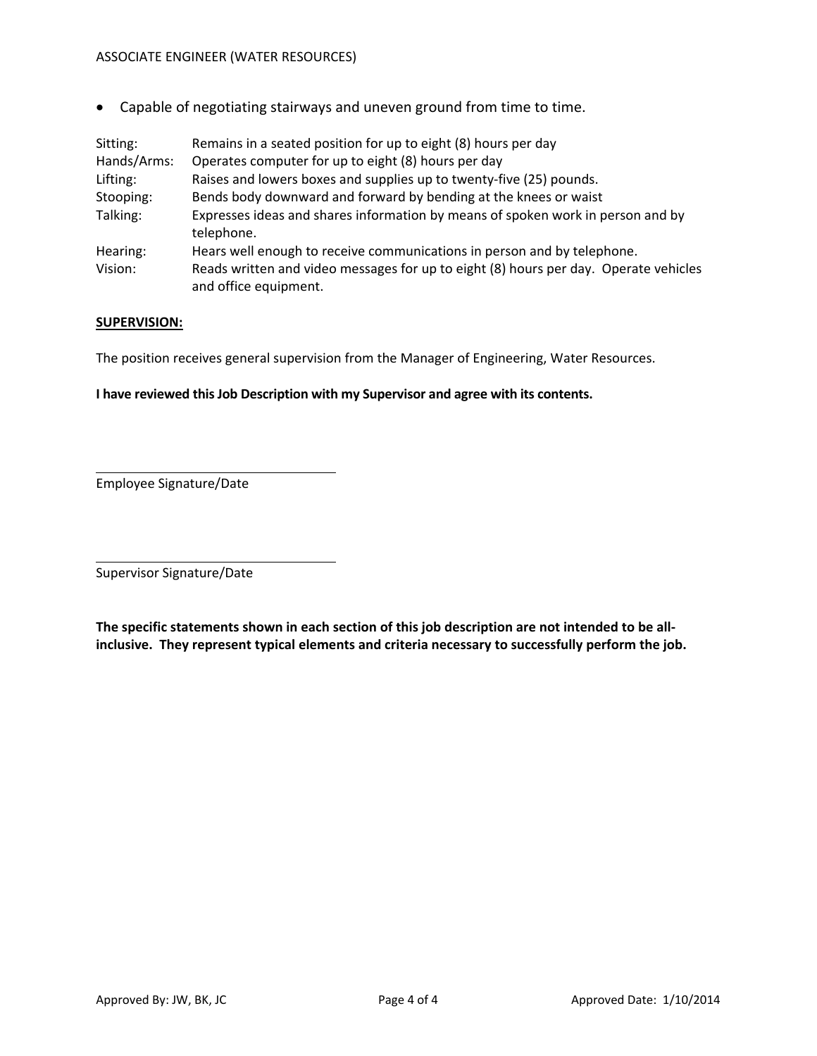- Capable of negotiating stairways and uneven ground from time to time.

| | |
|---|---|
| Sitting: | Remains in a seated position for up to eight (8) hours per day |
| Hands/Arms: | Operates computer for up to eight (8) hours per day |
| Lifting: | Raises and lowers boxes and supplies up to twenty-five (25) pounds. |
| Stooping: | Bends body downward and forward by bending at the knees or waist |
| Talking: | Expresses ideas and shares information by means of spoken work in person and by telephone. |
| Hearing: | Hears well enough to receive communications in person and by telephone. |
| Vision: | Reads written and video messages for up to eight (8) hours per day. Operate vehicles and office equipment. |

**SUPERVISION:**

The position receives general supervision from the Manager of Engineering, Water Resources.

**I have reviewed this Job Description with my Supervisor and agree with its contents.**

_______________________________
Employee Signature/Date

_______________________________
Supervisor Signature/Date

**The specific statements shown in each section of this job description are not intended to be all-inclusive. They represent typical elements and criteria necessary to successfully perform the job.**

Approved By: JW, BK, JC

Approved Date: 1/10/2014